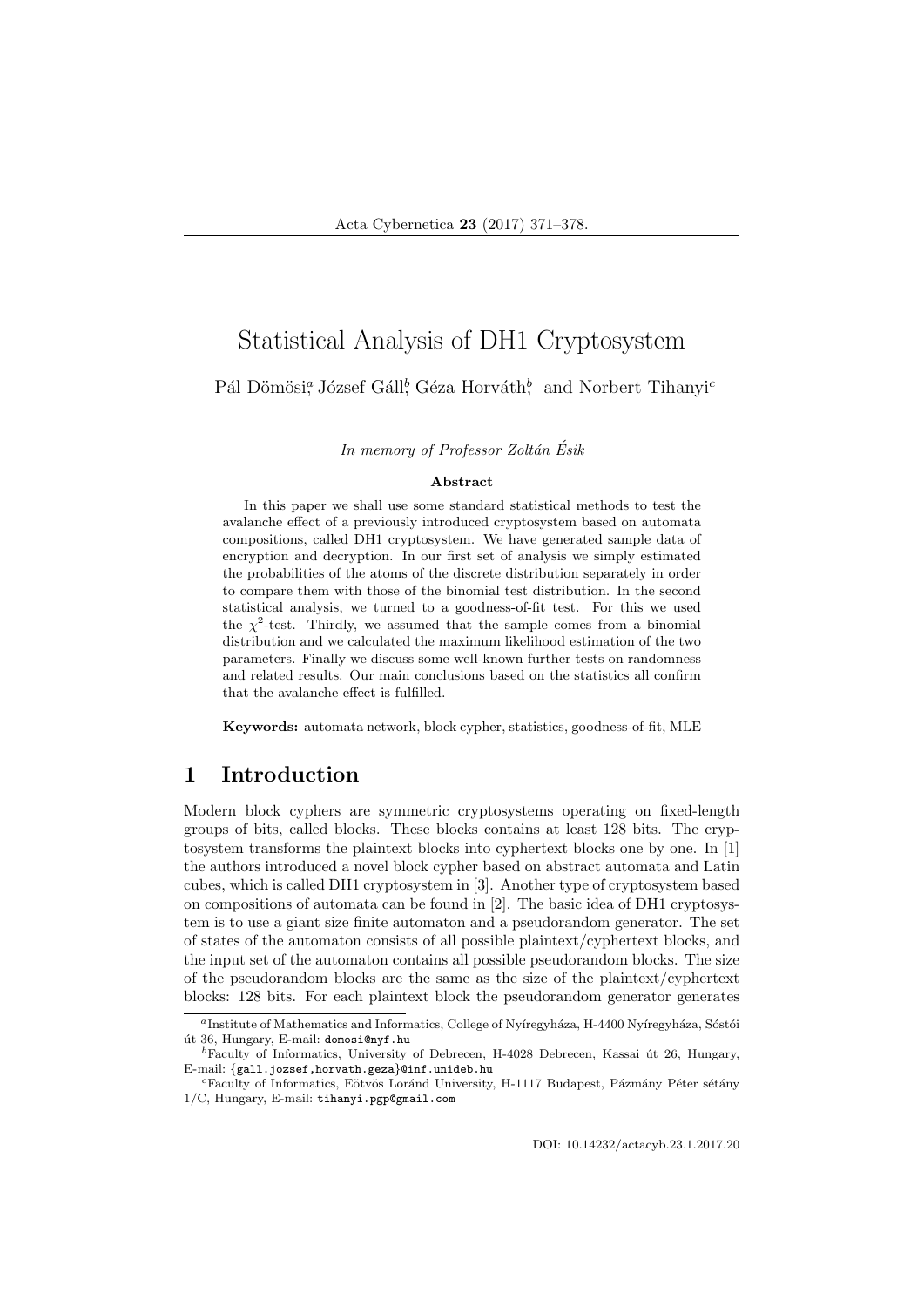# Statistical Analysis of DH1 Cryptosystem

Pál Dömösi[a], József Gáll[b], Géza Horváth[b], and Norbert Tihanyi[c]

*In memory of Professor Zoltán Ésik*

**Abstract**

In this paper we shall use some standard statistical methods to test the avalanche effect of a previously introduced cryptosystem based on automata compositions, called DH1 cryptosystem. We have generated sample data of encryption and decryption. In our first set of analysis we simply estimated the probabilities of the atoms of the discrete distribution separately in order to compare them with those of the binomial test distribution. In the second statistical analysis, we turned to a goodness-of-fit test. For this we used the $\chi^2$-test. Thirdly, we assumed that the sample comes from a binomial distribution and we calculated the maximum likelihood estimation of the two parameters. Finally we discuss some well-known further tests on randomness and related results. Our main conclusions based on the statistics all confirm that the avalanche effect is fulfilled.

**Keywords:** automata network, block cypher, statistics, goodness-of-fit, MLE

## 1 Introduction

Modern block cyphers are symmetric cryptosystems operating on fixed-length groups of bits, called blocks. These blocks contains at least 128 bits. The cryptosystem transforms the plaintext blocks into cyphertext blocks one by one. In [1] the authors introduced a novel block cypher based on abstract automata and Latin cubes, which is called DH1 cryptosystem in [3]. Another type of cryptosystem based on compositions of automata can be found in [2]. The basic idea of DH1 cryptosystem is to use a giant size finite automaton and a pseudorandom generator. The set of states of the automaton consists of all possible plaintext/cyphertext blocks, and the input set of the automaton contains all possible pseudorandom blocks. The size of the pseudorandom blocks are the same as the size of the plaintext/cyphertext blocks: 128 bits. For each plaintext block the pseudorandom generator generates

---

[a] Institute of Mathematics and Informatics, College of Nyíregyháza, H-4400 Nyíregyháza, Sóstói út 36, Hungary, E-mail: domosi@nyf.hu

[b] Faculty of Informatics, University of Debrecen, H-4028 Debrecen, Kassai út 26, Hungary, E-mail: {gall.jozsef,horvath.geza}@inf.unideb.hu

[c] Faculty of Informatics, Eötvös Loránd University, H-1117 Budapest, Pázmány Péter sétány 1/C, Hungary, E-mail: tihanyi.pgp@gmail.com

DOI: 10.14232/actacyb.23.1.2017.20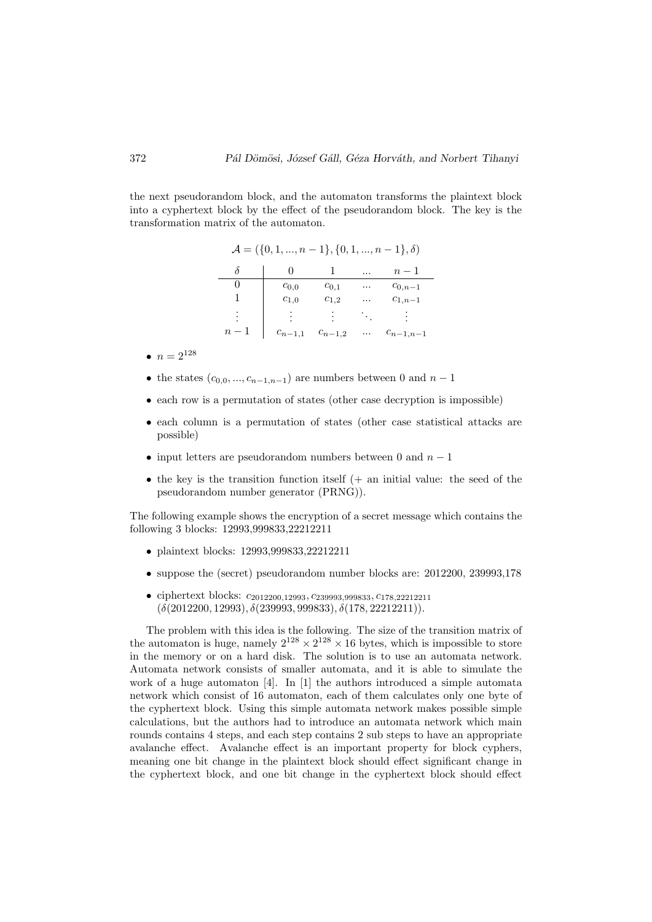the next pseudorandom block, and the automaton transforms the plaintext block into a cyphertext block by the effect of the pseudorandom block. The key is the transformation matrix of the automaton.

$$\mathcal{A} = (\{0, 1, ..., n-1\}, \{0, 1, ..., n-1\}, \delta)$$

| $\delta$ | $0$ | $1$ | $...$ | $n-1$ |
|---|---|---|---|---|
| $0$ | $c_{0,0}$ | $c_{0,1}$ | $...$ | $c_{0,n-1}$ |
| $1$ | $c_{1,0}$ | $c_{1,2}$ | $...$ | $c_{1,n-1}$ |
| $\vdots$ | $\vdots$ | $\vdots$ | $\ddots$ | $\vdots$ |
| $n-1$ | $c_{n-1,1}$ | $c_{n-1,2}$ | $...$ | $c_{n-1,n-1}$ |

- $n = 2^{128}$
- the states $(c_{0,0}, ..., c_{n-1,n-1})$ are numbers between 0 and $n-1$
- each row is a permutation of states (other case decryption is impossible)
- each column is a permutation of states (other case statistical attacks are possible)
- input letters are pseudorandom numbers between 0 and $n-1$
- the key is the transition function itself (+ an initial value: the seed of the pseudorandom number generator (PRNG)).

The following example shows the encryption of a secret message which contains the following 3 blocks: 12993,999833,22212211

- plaintext blocks: 12993,999833,22212211
- suppose the (secret) pseudorandom number blocks are: 2012200, 239993,178
- ciphertext blocks: $c_{2012200,12993}, c_{239993,999833}, c_{178,22212211}$ $(\delta(2012200, 12993), \delta(239993, 999833), \delta(178, 22212211))$.

The problem with this idea is the following. The size of the transition matrix of the automaton is huge, namely $2^{128} \times 2^{128} \times 16$ bytes, which is impossible to store in the memory or on a hard disk. The solution is to use an automata network. Automata network consists of smaller automata, and it is able to simulate the work of a huge automaton [4]. In [1] the authors introduced a simple automata network which consist of 16 automaton, each of them calculates only one byte of the cyphertext block. Using this simple automata network makes possible simple calculations, but the authors had to introduce an automata network which main rounds contains 4 steps, and each step contains 2 sub steps to have an appropriate avalanche effect. Avalanche effect is an important property for block cyphers, meaning one bit change in the plaintext block should effect significant change in the cyphertext block, and one bit change in the cyphertext block should effect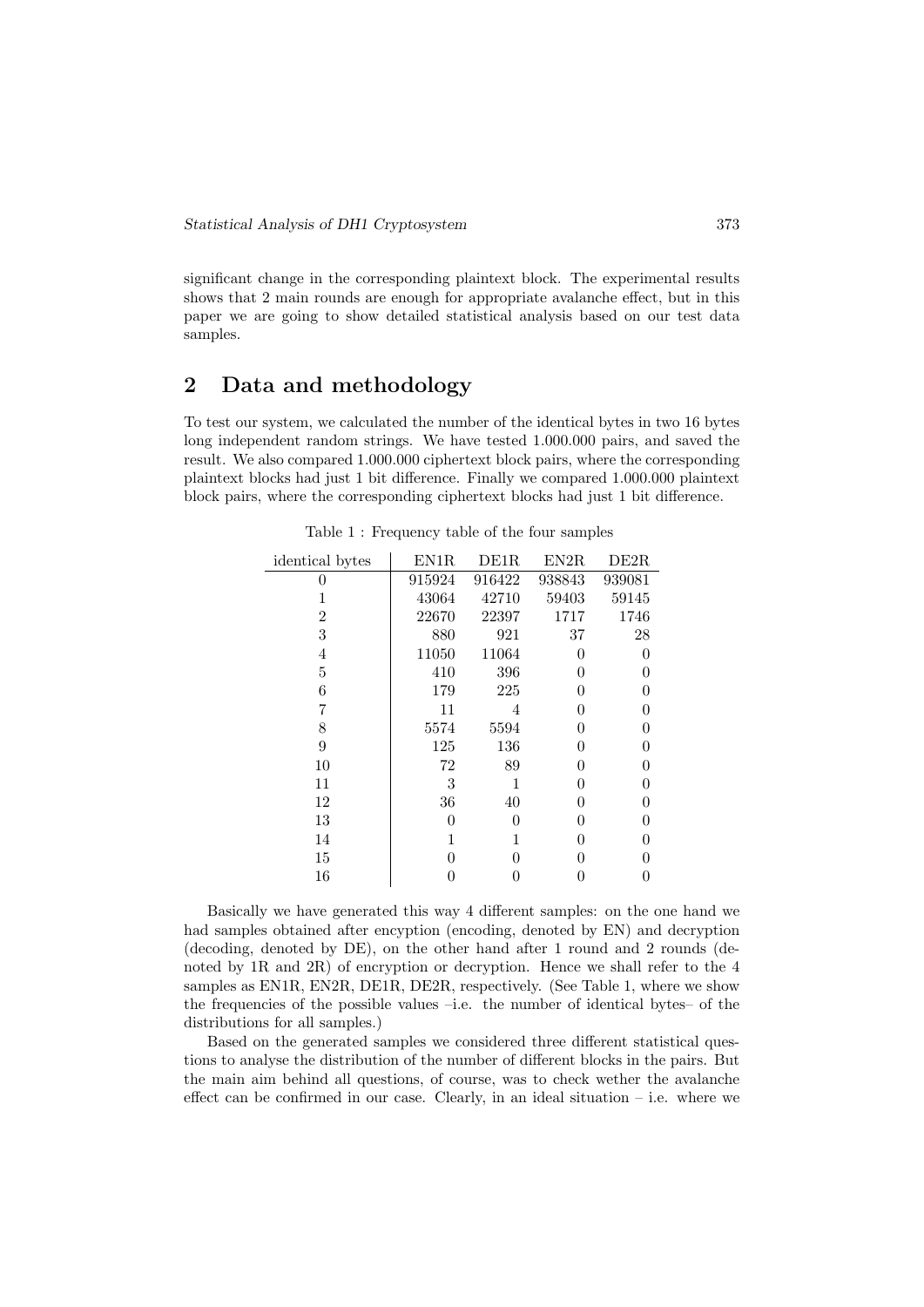significant change in the corresponding plaintext block. The experimental results shows that 2 main rounds are enough for appropriate avalanche effect, but in this paper we are going to show detailed statistical analysis based on our test data samples.

## 2 Data and methodology

To test our system, we calculated the number of the identical bytes in two 16 bytes long independent random strings. We have tested 1.000.000 pairs, and saved the result. We also compared 1.000.000 ciphertext block pairs, where the corresponding plaintext blocks had just 1 bit difference. Finally we compared 1.000.000 plaintext block pairs, where the corresponding ciphertext blocks had just 1 bit difference.

Table 1 : Frequency table of the four samples

| identical bytes | EN1R | DE1R | EN2R | DE2R |
|---|---|---|---|---|
| 0 | 915924 | 916422 | 938843 | 939081 |
| 1 | 43064 | 42710 | 59403 | 59145 |
| 2 | 22670 | 22397 | 1717 | 1746 |
| 3 | 880 | 921 | 37 | 28 |
| 4 | 11050 | 11064 | 0 | 0 |
| 5 | 410 | 396 | 0 | 0 |
| 6 | 179 | 225 | 0 | 0 |
| 7 | 11 | 4 | 0 | 0 |
| 8 | 5574 | 5594 | 0 | 0 |
| 9 | 125 | 136 | 0 | 0 |
| 10 | 72 | 89 | 0 | 0 |
| 11 | 3 | 1 | 0 | 0 |
| 12 | 36 | 40 | 0 | 0 |
| 13 | 0 | 0 | 0 | 0 |
| 14 | 1 | 1 | 0 | 0 |
| 15 | 0 | 0 | 0 | 0 |
| 16 | 0 | 0 | 0 | 0 |

Basically we have generated this way 4 different samples: on the one hand we had samples obtained after encyption (encoding, denoted by EN) and decryption (decoding, denoted by DE), on the other hand after 1 round and 2 rounds (denoted by 1R and 2R) of encryption or decryption. Hence we shall refer to the 4 samples as EN1R, EN2R, DE1R, DE2R, respectively. (See Table 1, where we show the frequencies of the possible values –i.e. the number of identical bytes– of the distributions for all samples.)

Based on the generated samples we considered three different statistical questions to analyse the distribution of the number of different blocks in the pairs. But the main aim behind all questions, of course, was to check wether the avalanche effect can be confirmed in our case. Clearly, in an ideal situation – i.e. where we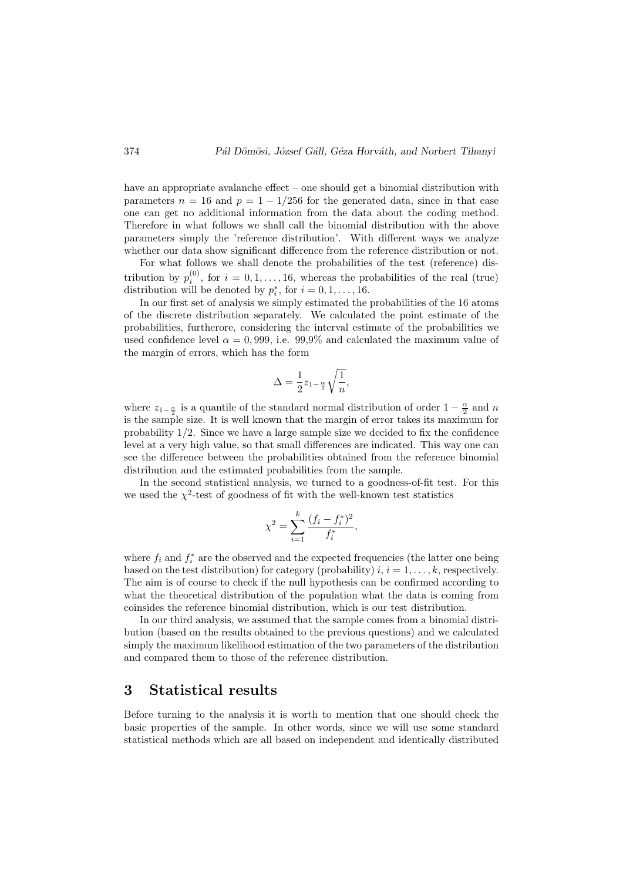have an appropriate avalanche effect – one should get a binomial distribution with parameters $n = 16$ and $p = 1 - 1/256$ for the generated data, since in that case one can get no additional information from the data about the coding method. Therefore in what follows we shall call the binomial distribution with the above parameters simply the 'reference distribution'. With different ways we analyze whether our data show significant difference from the reference distribution or not.

For what follows we shall denote the probabilities of the test (reference) distribution by $p_i^{(0)}$, for $i = 0, 1, \ldots, 16$, whereas the probabilities of the real (true) distribution will be denoted by $p_i^*$, for $i = 0, 1, \ldots, 16$.

In our first set of analysis we simply estimated the probabilities of the 16 atoms of the discrete distribution separately. We calculated the point estimate of the probabilities, furtherore, considering the interval estimate of the probabilities we used confidence level $\alpha = 0,999$, i.e. 99,9% and calculated the maximum value of the margin of errors, which has the form

$$\Delta = \frac{1}{2} z_{1-\frac{\alpha}{2}} \sqrt{\frac{1}{n}},$$

where $z_{1-\frac{\alpha}{2}}$ is a quantile of the standard normal distribution of order $1 - \frac{\alpha}{2}$ and $n$ is the sample size. It is well known that the margin of error takes its maximum for probability 1/2. Since we have a large sample size we decided to fix the confidence level at a very high value, so that small differences are indicated. This way one can see the difference between the probabilities obtained from the reference binomial distribution and the estimated probabilities from the sample.

In the second statistical analysis, we turned to a goodness-of-fit test. For this we used the $\chi^2$-test of goodness of fit with the well-known test statistics

$$\chi^2 = \sum_{i=1}^{k} \frac{(f_i - f_i^*)^2}{f_i^*},$$

where $f_i$ and $f_i^*$ are the observed and the expected frequencies (the latter one being based on the test distribution) for category (probability) $i$, $i = 1, \ldots, k$, respectively. The aim is of course to check if the null hypothesis can be confirmed according to what the theoretical distribution of the population what the data is coming from coinsides the reference binomial distribution, which is our test distribution.

In our third analysis, we assumed that the sample comes from a binomial distribution (based on the results obtained to the previous questions) and we calculated simply the maximum likelihood estimation of the two parameters of the distribution and compared them to those of the reference distribution.

## 3 Statistical results

Before turning to the analysis it is worth to mention that one should check the basic properties of the sample. In other words, since we will use some standard statistical methods which are all based on independent and identically distributed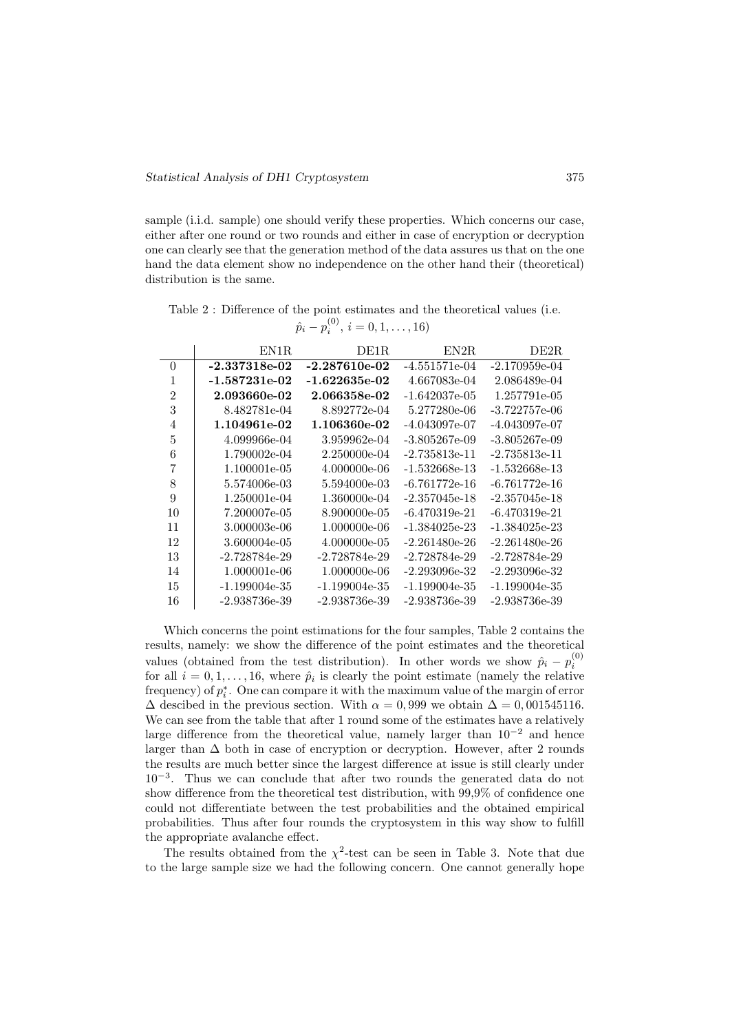sample (i.i.d. sample) one should verify these properties. Which concerns our case, either after one round or two rounds and either in case of encryption or decryption one can clearly see that the generation method of the data assures us that on the one hand the data element show no independence on the other hand their (theoretical) distribution is the same.

Table 2 : Difference of the point estimates and the theoretical values (i.e. $\hat{p}_i - p_i^{(0)}$, $i = 0, 1, \ldots, 16$)

| | EN1R | DE1R | EN2R | DE2R |
|---|---|---|---|---|
| 0 | **-2.337318e-02** | **-2.287610e-02** | -4.551571e-04 | -2.170959e-04 |
| 1 | **-1.587231e-02** | **-1.622635e-02** | 4.667083e-04 | 2.086489e-04 |
| 2 | **2.093660e-02** | **2.066358e-02** | -1.642037e-05 | 1.257791e-05 |
| 3 | 8.482781e-04 | 8.892772e-04 | 5.277280e-06 | -3.722757e-06 |
| 4 | **1.104961e-02** | **1.106360e-02** | -4.043097e-07 | -4.043097e-07 |
| 5 | 4.099966e-04 | 3.959962e-04 | -3.805267e-09 | -3.805267e-09 |
| 6 | 1.790002e-04 | 2.250000e-04 | -2.735813e-11 | -2.735813e-11 |
| 7 | 1.100001e-05 | 4.000000e-06 | -1.532668e-13 | -1.532668e-13 |
| 8 | 5.574006e-03 | 5.594000e-03 | -6.761772e-16 | -6.761772e-16 |
| 9 | 1.250001e-04 | 1.360000e-04 | -2.357045e-18 | -2.357045e-18 |
| 10 | 7.200007e-05 | 8.900000e-05 | -6.470319e-21 | -6.470319e-21 |
| 11 | 3.000003e-06 | 1.000000e-06 | -1.384025e-23 | -1.384025e-23 |
| 12 | 3.600004e-05 | 4.000000e-05 | -2.261480e-26 | -2.261480e-26 |
| 13 | -2.728784e-29 | -2.728784e-29 | -2.728784e-29 | -2.728784e-29 |
| 14 | 1.000001e-06 | 1.000000e-06 | -2.293096e-32 | -2.293096e-32 |
| 15 | -1.199004e-35 | -1.199004e-35 | -1.199004e-35 | -1.199004e-35 |
| 16 | -2.938736e-39 | -2.938736e-39 | -2.938736e-39 | -2.938736e-39 |

Which concerns the point estimations for the four samples, Table 2 contains the results, namely: we show the difference of the point estimates and the theoretical values (obtained from the test distribution). In other words we show $\hat{p}_i - p_i^{(0)}$ for all $i = 0, 1, \ldots, 16$, where $\hat{p}_i$ is clearly the point estimate (namely the relative frequency) of $p_i^*$. One can compare it with the maximum value of the margin of error $\Delta$ descibed in the previous section. With $\alpha = 0,999$ we obtain $\Delta = 0,001545116$. We can see from the table that after 1 round some of the estimates have a relatively large difference from the theoretical value, namely larger than $10^{-2}$ and hence larger than $\Delta$ both in case of encryption or decryption. However, after 2 rounds the results are much better since the largest difference at issue is still clearly under $10^{-3}$. Thus we can conclude that after two rounds the generated data do not show difference from the theoretical test distribution, with 99,9% of confidence one could not differentiate between the test probabilities and the obtained empirical probabilities. Thus after four rounds the cryptosystem in this way show to fulfill the appropriate avalanche effect.

The results obtained from the $\chi^2$-test can be seen in Table 3. Note that due to the large sample size we had the following concern. One cannot generally hope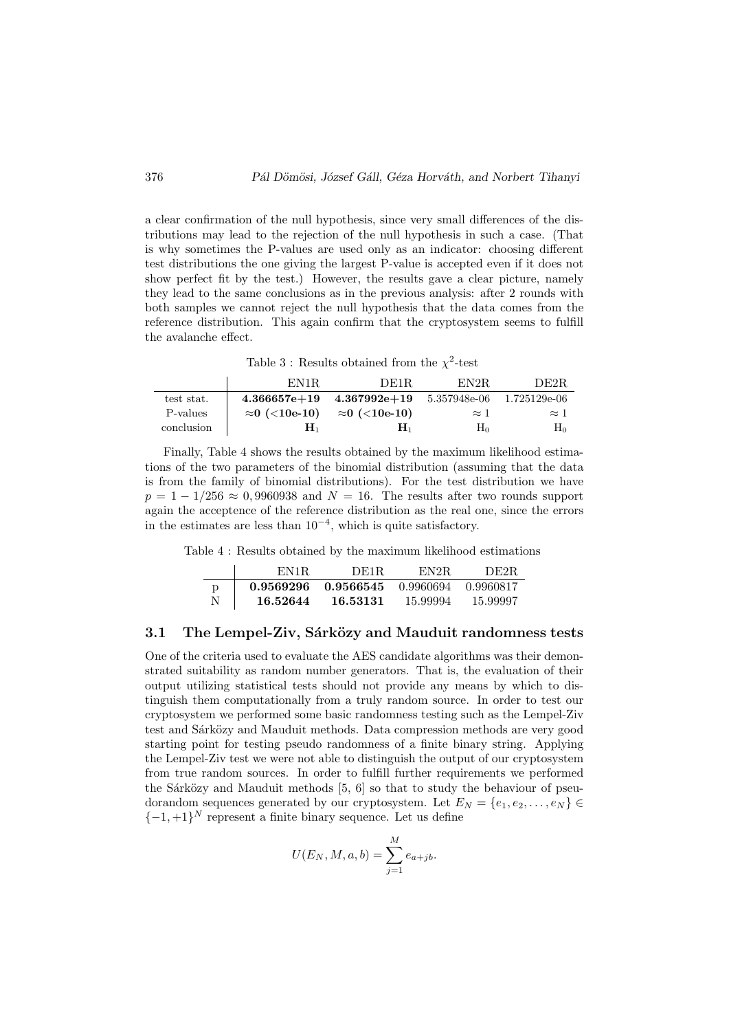a clear confirmation of the null hypothesis, since very small differences of the distributions may lead to the rejection of the null hypothesis in such a case. (That is why sometimes the P-values are used only as an indicator: choosing different test distributions the one giving the largest P-value is accepted even if it does not show perfect fit by the test.) However, the results gave a clear picture, namely they lead to the same conclusions as in the previous analysis: after 2 rounds with both samples we cannot reject the null hypothesis that the data comes from the reference distribution. This again confirm that the cryptosystem seems to fulfill the avalanche effect.

Table 3 : Results obtained from the $\chi^2$-test

| | EN1R | DE1R | EN2R | DE2R |
|---|---|---|---|---|
| test stat. | **4.366657e+19** | **4.367992e+19** | 5.357948e-06 | 1.725129e-06 |
| P-values | **$\approx$0 (<10e-10)** | **$\approx$0 (<10e-10)** | $\approx 1$ | $\approx 1$ |
| conclusion | $\mathbf{H}_1$ | $\mathbf{H}_1$ | $\mathrm{H}_0$ | $\mathrm{H}_0$ |

Finally, Table 4 shows the results obtained by the maximum likelihood estimations of the two parameters of the binomial distribution (assuming that the data is from the family of binomial distributions). For the test distribution we have $p = 1 - 1/256 \approx 0,9960938$ and $N = 16$. The results after two rounds support again the acceptence of the reference distribution as the real one, since the errors in the estimates are less than $10^{-4}$, which is quite satisfactory.

Table 4 : Results obtained by the maximum likelihood estimations

| | EN1R | DE1R | EN2R | DE2R |
|---|---|---|---|---|
| p | **0.9569296** | **0.9566545** | 0.9960694 | 0.9960817 |
| N | **16.52644** | **16.53131** | 15.99994 | 15.99997 |

### 3.1 The Lempel-Ziv, Sárközy and Mauduit randomness tests

One of the criteria used to evaluate the AES candidate algorithms was their demonstrated suitability as random number generators. That is, the evaluation of their output utilizing statistical tests should not provide any means by which to distinguish them computationally from a truly random source. In order to test our cryptosystem we performed some basic randomness testing such as the Lempel-Ziv test and Sárközy and Mauduit methods. Data compression methods are very good starting point for testing pseudo randomness of a finite binary string. Applying the Lempel-Ziv test we were not able to distinguish the output of our cryptosystem from true random sources. In order to fulfill further requirements we performed the Sárközy and Mauduit methods [5, 6] so that to study the behaviour of pseudorandom sequences generated by our cryptosystem. Let $E_N = \{e_1, e_2, \ldots, e_N\} \in \{-1, +1\}^N$ represent a finite binary sequence. Let us define

$$U(E_N, M, a, b) = \sum_{j=1}^{M} e_{a+jb}.$$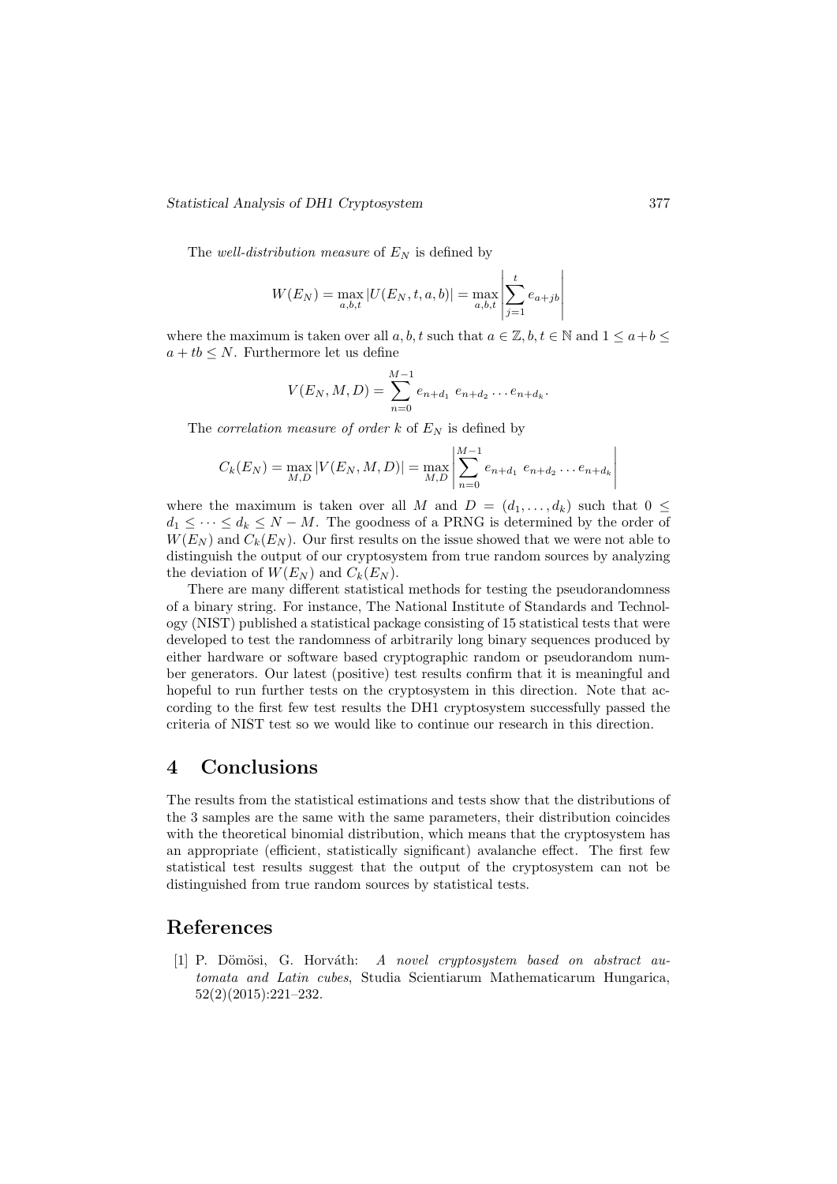The *well-distribution measure* of $E_N$ is defined by

$$W(E_N) = \max_{a,b,t} |U(E_N, t, a, b)| = \max_{a,b,t} \left| \sum_{j=1}^{t} e_{a+jb} \right|$$

where the maximum is taken over all $a, b, t$ such that $a \in \mathbb{Z}, b, t \in \mathbb{N}$ and $1 \leq a+b \leq a+tb \leq N$. Furthermore let us define

$$V(E_N, M, D) = \sum_{n=0}^{M-1} e_{n+d_1}\ e_{n+d_2} \ldots e_{n+d_k}.$$

The *correlation measure of order* $k$ of $E_N$ is defined by

$$C_k(E_N) = \max_{M,D} |V(E_N, M, D)| = \max_{M,D} \left| \sum_{n=0}^{M-1} e_{n+d_1}\ e_{n+d_2} \ldots e_{n+d_k} \right|$$

where the maximum is taken over all $M$ and $D = (d_1, \ldots, d_k)$ such that $0 \leq d_1 \leq \cdots \leq d_k \leq N - M$. The goodness of a PRNG is determined by the order of $W(E_N)$ and $C_k(E_N)$. Our first results on the issue showed that we were not able to distinguish the output of our cryptosystem from true random sources by analyzing the deviation of $W(E_N)$ and $C_k(E_N)$.

There are many different statistical methods for testing the pseudorandomness of a binary string. For instance, The National Institute of Standards and Technology (NIST) published a statistical package consisting of 15 statistical tests that were developed to test the randomness of arbitrarily long binary sequences produced by either hardware or software based cryptographic random or pseudorandom number generators. Our latest (positive) test results confirm that it is meaningful and hopeful to run further tests on the cryptosystem in this direction. Note that according to the first few test results the DH1 cryptosystem successfully passed the criteria of NIST test so we would like to continue our research in this direction.

# 4 Conclusions

The results from the statistical estimations and tests show that the distributions of the 3 samples are the same with the same parameters, their distribution coincides with the theoretical binomial distribution, which means that the cryptosystem has an appropriate (efficient, statistically significant) avalanche effect. The first few statistical test results suggest that the output of the cryptosystem can not be distinguished from true random sources by statistical tests.

# References

[1] P. Dömösi, G. Horváth: *A novel cryptosystem based on abstract automata and Latin cubes*, Studia Scientiarum Mathematicarum Hungarica, 52(2)(2015):221–232.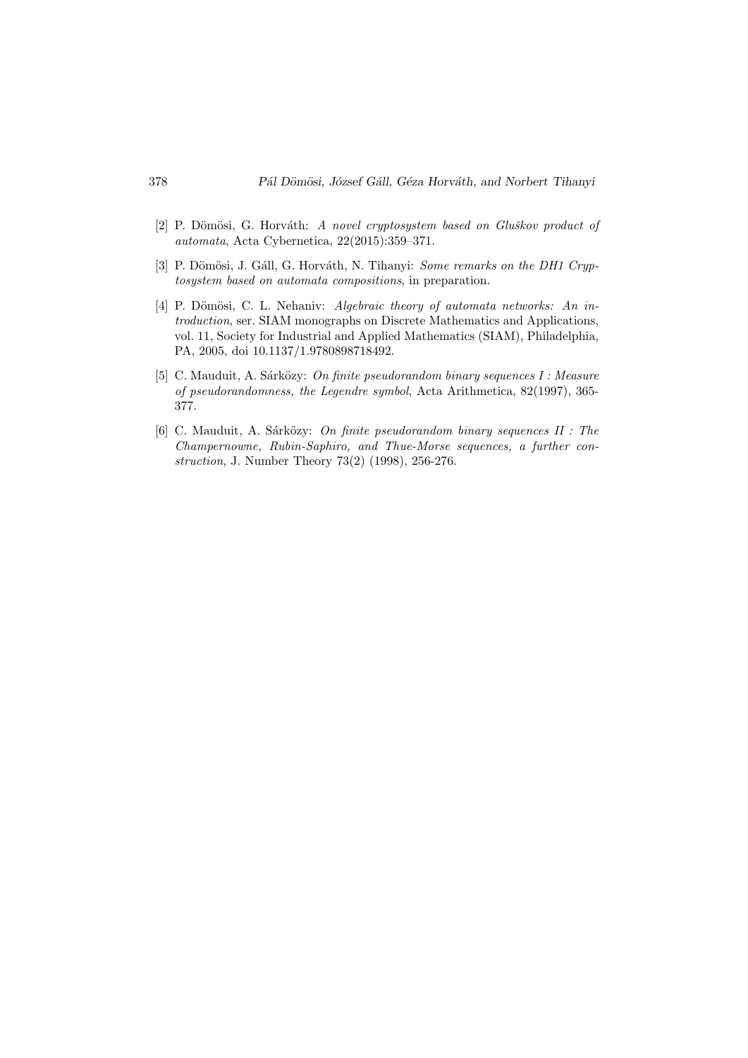[2] P. Dömösi, G. Horváth: *A novel cryptosystem based on Gluškov product of automata*, Acta Cybernetica, 22(2015):359–371.

[3] P. Dömösi, J. Gáll, G. Horváth, N. Tihanyi: *Some remarks on the DH1 Cryptosystem based on automata compositions*, in preparation.

[4] P. Dömösi, C. L. Nehaniv: *Algebraic theory of automata networks: An introduction*, ser. SIAM monographs on Discrete Mathematics and Applications, vol. 11, Society for Industrial and Applied Mathematics (SIAM), Philadelphia, PA, 2005, doi 10.1137/1.9780898718492.

[5] C. Mauduit, A. Sárközy: *On finite pseudorandom binary sequences I : Measure of pseudorandomness, the Legendre symbol*, Acta Arithmetica, 82(1997), 365-377.

[6] C. Mauduit, A. Sárközy: *On finite pseudorandom binary sequences II : The Champernowne, Rubin-Saphiro, and Thue-Morse sequences, a further construction*, J. Number Theory 73(2) (1998), 256-276.